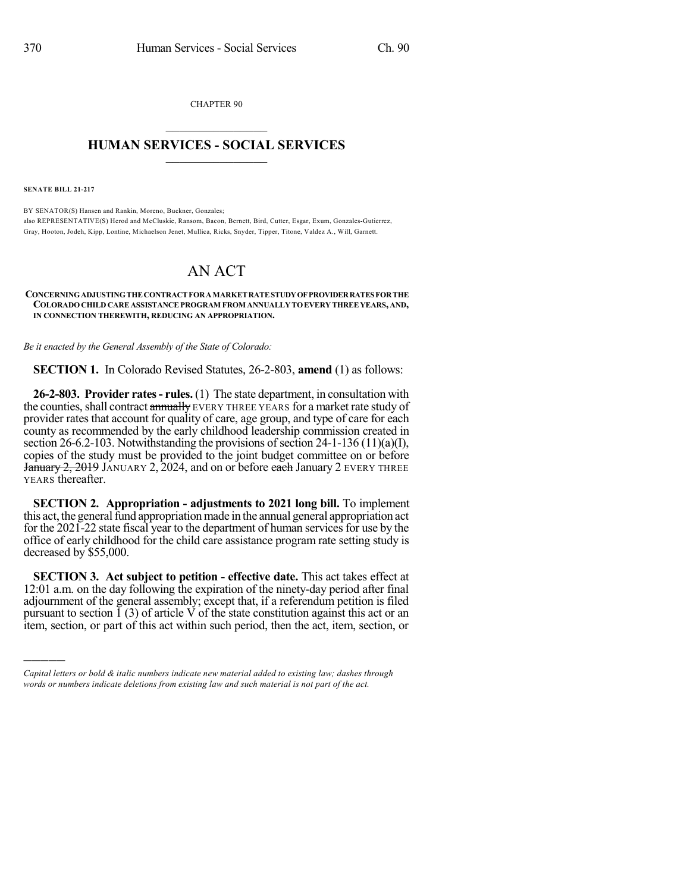CHAPTER 90

# HUMAN SERVICES - SOCIAL SERVICES

**SENATE BILL 21-217**

BY SENATOR(S) Hansen and Rankin, Moreno, Buckner, Gonzales;
also REPRESENTATIVE(S) Herod and McCluskie, Ransom, Bacon, Bernett, Bird, Cutter, Esgar, Exum, Gonzales-Gutierrez, Gray, Hooton, Jodeh, Kipp, Lontine, Michaelson Jenet, Mullica, Ricks, Snyder, Tipper, Titone, Valdez A., Will, Garnett.

# AN ACT

**CONCERNING ADJUSTING THE CONTRACT FOR A MARKET RATE STUDY OF PROVIDER RATES FOR THE COLORADO CHILD CARE ASSISTANCE PROGRAM FROM ANNUALLY TO EVERY THREE YEARS, AND, IN CONNECTION THEREWITH, REDUCING AN APPROPRIATION.**

*Be it enacted by the General Assembly of the State of Colorado:*

**SECTION 1.** In Colorado Revised Statutes, 26-2-803, **amend** (1) as follows:

**26-2-803. Provider rates - rules.** (1) The state department, in consultation with the counties, shall contract ~~annually~~ EVERY THREE YEARS for a market rate study of provider rates that account for quality of care, age group, and type of care for each county as recommended by the early childhood leadership commission created in section 26-6.2-103. Notwithstanding the provisions of section 24-1-136 (11)(a)(I), copies of the study must be provided to the joint budget committee on or before ~~January 2, 2019~~ JANUARY 2, 2024, and on or before ~~each~~ January 2 EVERY THREE YEARS thereafter.

**SECTION 2. Appropriation - adjustments to 2021 long bill.** To implement this act, the general fund appropriation made in the annual general appropriation act for the 2021-22 state fiscal year to the department of human services for use by the office of early childhood for the child care assistance program rate setting study is decreased by $55,000.

**SECTION 3. Act subject to petition - effective date.** This act takes effect at 12:01 a.m. on the day following the expiration of the ninety-day period after final adjournment of the general assembly; except that, if a referendum petition is filed pursuant to section 1 (3) of article V of the state constitution against this act or an item, section, or part of this act within such period, then the act, item, section, or

*Capital letters or bold & italic numbers indicate new material added to existing law; dashes through words or numbers indicate deletions from existing law and such material is not part of the act.*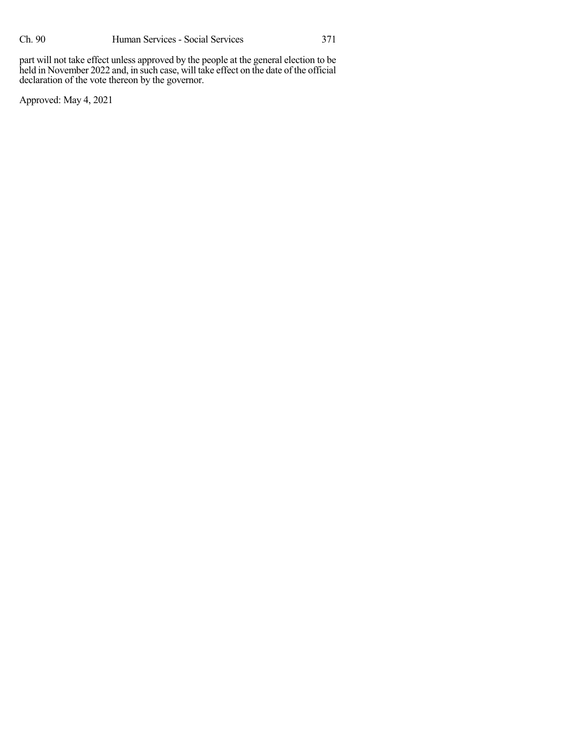part will not take effect unless approved by the people at the general election to be held in November 2022 and, in such case, will take effect on the date of the official declaration of the vote thereon by the governor.

Approved: May 4, 2021